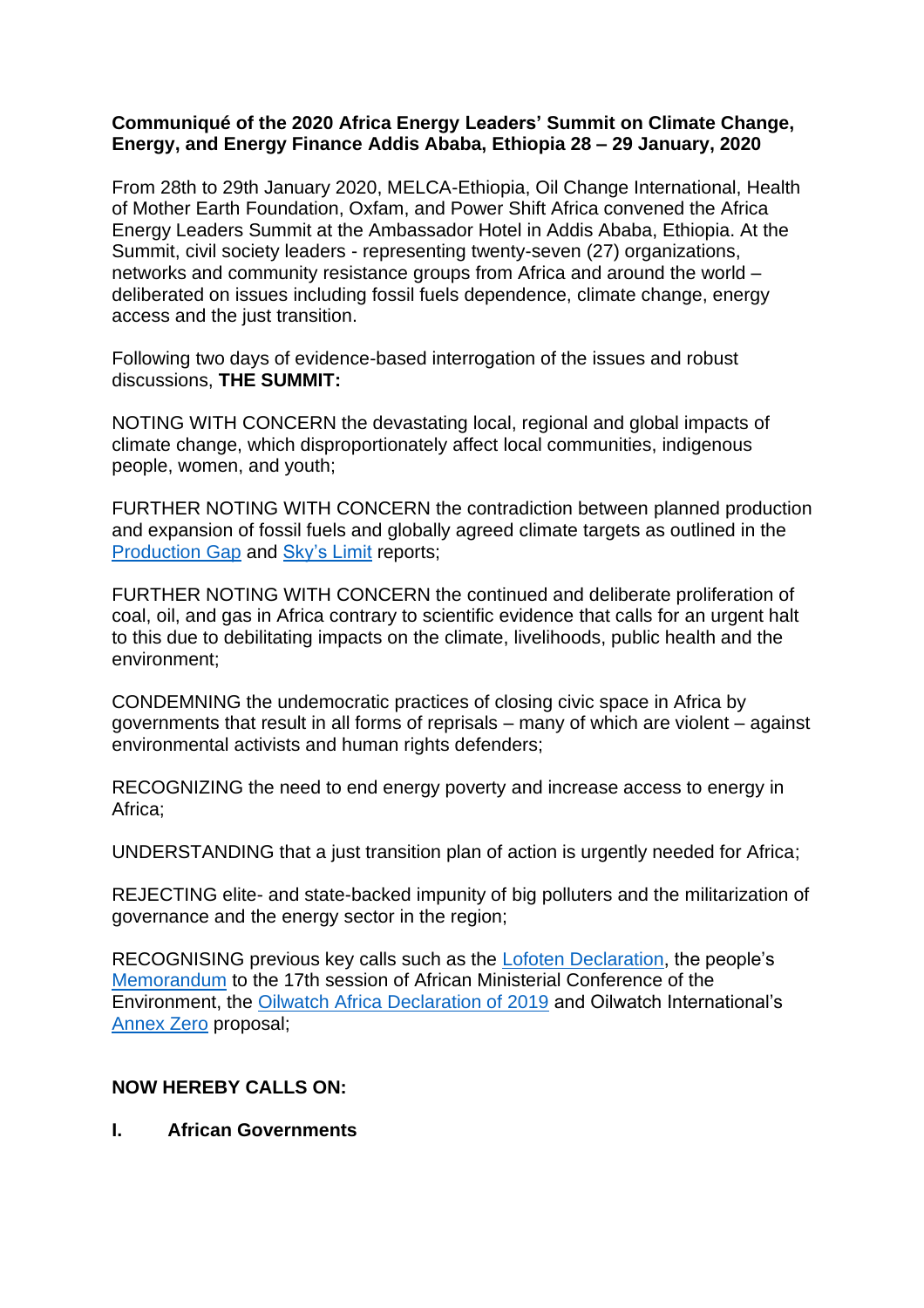**Communiqué of the 2020 Africa Energy Leaders' Summit on Climate Change, Energy, and Energy Finance Addis Ababa, Ethiopia 28 – 29 January, 2020**

From 28th to 29th January 2020, MELCA-Ethiopia, Oil Change International, Health of Mother Earth Foundation, Oxfam, and Power Shift Africa convened the Africa Energy Leaders Summit at the Ambassador Hotel in Addis Ababa, Ethiopia. At the Summit, civil society leaders - representing twenty-seven (27) organizations, networks and community resistance groups from Africa and around the world – deliberated on issues including fossil fuels dependence, climate change, energy access and the just transition.

Following two days of evidence-based interrogation of the issues and robust discussions, **THE SUMMIT:**

NOTING WITH CONCERN the devastating local, regional and global impacts of climate change, which disproportionately affect local communities, indigenous people, women, and youth;

FURTHER NOTING WITH CONCERN the contradiction between planned production and expansion of fossil fuels and globally agreed climate targets as outlined in the Production Gap and Sky's Limit reports;

FURTHER NOTING WITH CONCERN the continued and deliberate proliferation of coal, oil, and gas in Africa contrary to scientific evidence that calls for an urgent halt to this due to debilitating impacts on the climate, livelihoods, public health and the environment;

CONDEMNING the undemocratic practices of closing civic space in Africa by governments that result in all forms of reprisals – many of which are violent – against environmental activists and human rights defenders;

RECOGNIZING the need to end energy poverty and increase access to energy in Africa;

UNDERSTANDING that a just transition plan of action is urgently needed for Africa;

REJECTING elite- and state-backed impunity of big polluters and the militarization of governance and the energy sector in the region;

RECOGNISING previous key calls such as the Lofoten Declaration, the people's Memorandum to the 17th session of African Ministerial Conference of the Environment, the Oilwatch Africa Declaration of 2019 and Oilwatch International's Annex Zero proposal;

**NOW HEREBY CALLS ON:**

**I. African Governments**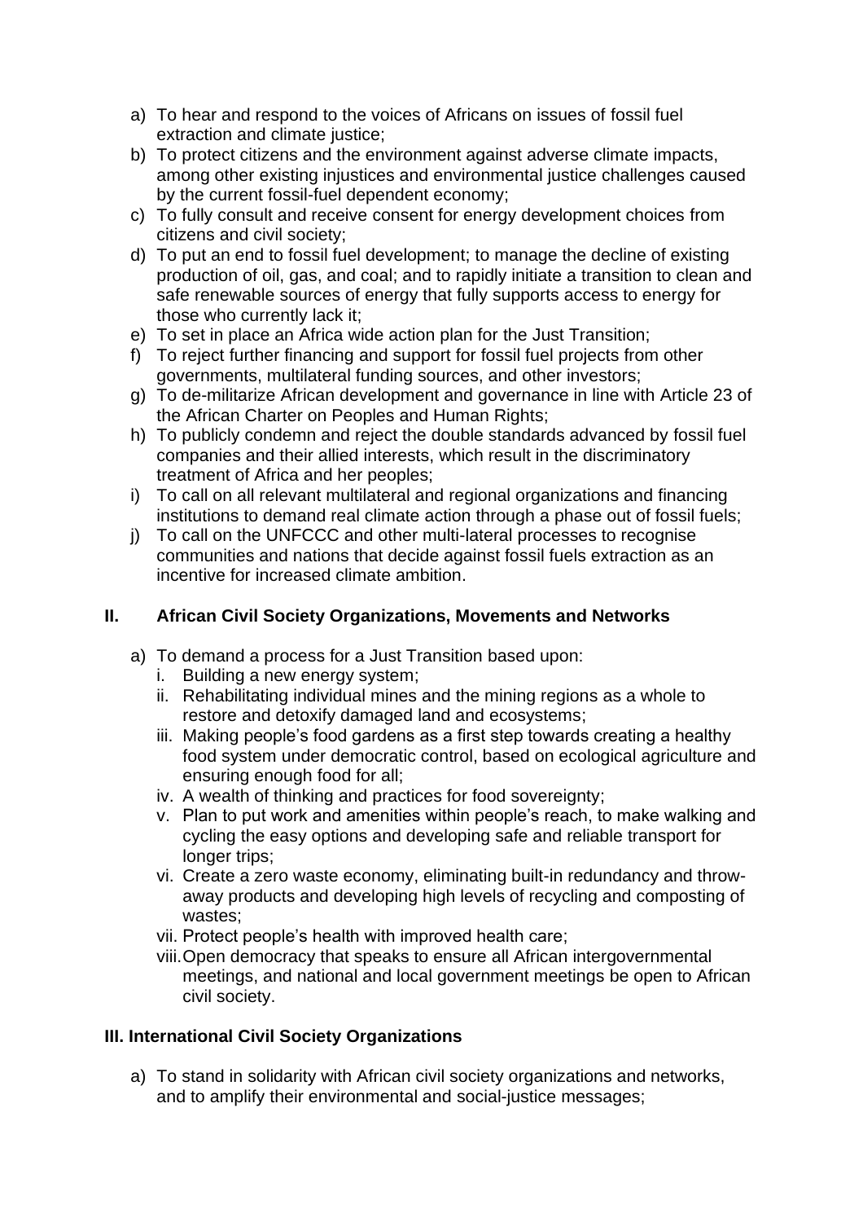a) To hear and respond to the voices of Africans on issues of fossil fuel extraction and climate justice;
b) To protect citizens and the environment against adverse climate impacts, among other existing injustices and environmental justice challenges caused by the current fossil-fuel dependent economy;
c) To fully consult and receive consent for energy development choices from citizens and civil society;
d) To put an end to fossil fuel development; to manage the decline of existing production of oil, gas, and coal; and to rapidly initiate a transition to clean and safe renewable sources of energy that fully supports access to energy for those who currently lack it;
e) To set in place an Africa wide action plan for the Just Transition;
f) To reject further financing and support for fossil fuel projects from other governments, multilateral funding sources, and other investors;
g) To de-militarize African development and governance in line with Article 23 of the African Charter on Peoples and Human Rights;
h) To publicly condemn and reject the double standards advanced by fossil fuel companies and their allied interests, which result in the discriminatory treatment of Africa and her peoples;
i) To call on all relevant multilateral and regional organizations and financing institutions to demand real climate action through a phase out of fossil fuels;
j) To call on the UNFCCC and other multi-lateral processes to recognise communities and nations that decide against fossil fuels extraction as an incentive for increased climate ambition.

## II. African Civil Society Organizations, Movements and Networks

a) To demand a process for a Just Transition based upon:
   i. Building a new energy system;
   ii. Rehabilitating individual mines and the mining regions as a whole to restore and detoxify damaged land and ecosystems;
   iii. Making people's food gardens as a first step towards creating a healthy food system under democratic control, based on ecological agriculture and ensuring enough food for all;
   iv. A wealth of thinking and practices for food sovereignty;
   v. Plan to put work and amenities within people's reach, to make walking and cycling the easy options and developing safe and reliable transport for longer trips;
   vi. Create a zero waste economy, eliminating built-in redundancy and throw-away products and developing high levels of recycling and composting of wastes;
   vii. Protect people's health with improved health care;
   viii. Open democracy that speaks to ensure all African intergovernmental meetings, and national and local government meetings be open to African civil society.

## III. International Civil Society Organizations

a) To stand in solidarity with African civil society organizations and networks, and to amplify their environmental and social-justice messages;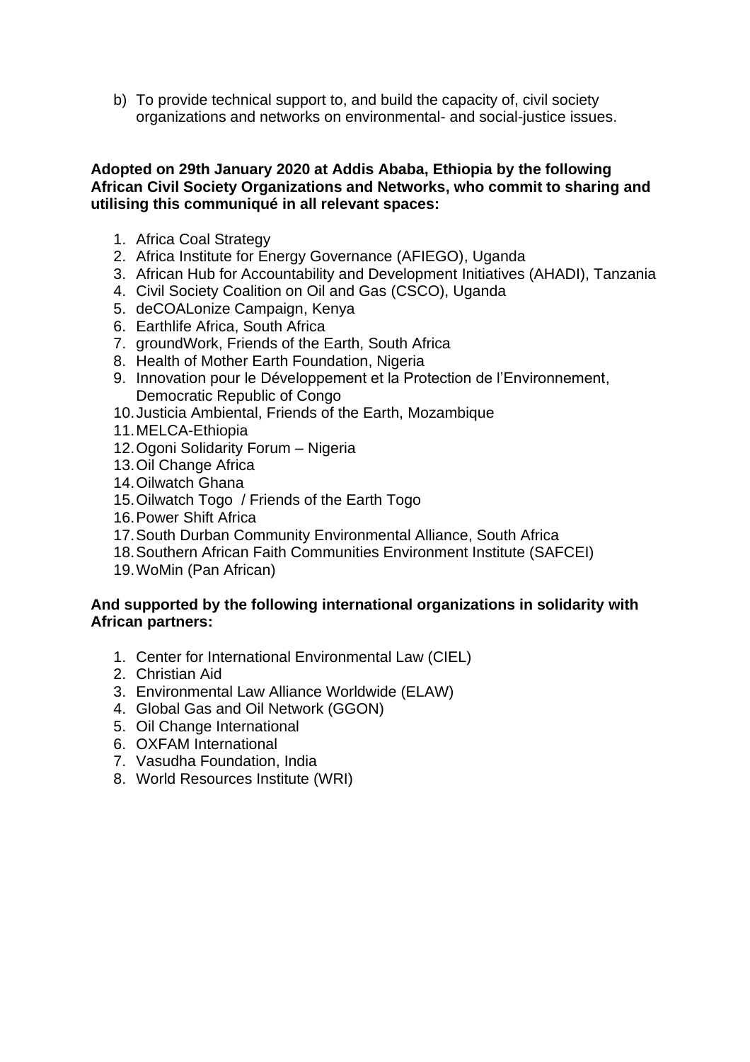b) To provide technical support to, and build the capacity of, civil society organizations and networks on environmental- and social-justice issues.

**Adopted on 29th January 2020 at Addis Ababa, Ethiopia by the following African Civil Society Organizations and Networks, who commit to sharing and utilising this communiqué in all relevant spaces:**

1. Africa Coal Strategy
2. Africa Institute for Energy Governance (AFIEGO), Uganda
3. African Hub for Accountability and Development Initiatives (AHADI), Tanzania
4. Civil Society Coalition on Oil and Gas (CSCO), Uganda
5. deCOALonize Campaign, Kenya
6. Earthlife Africa, South Africa
7. groundWork, Friends of the Earth, South Africa
8. Health of Mother Earth Foundation, Nigeria
9. Innovation pour le Développement et la Protection de l'Environnement, Democratic Republic of Congo
10. Justicia Ambiental, Friends of the Earth, Mozambique
11. MELCA-Ethiopia
12. Ogoni Solidarity Forum – Nigeria
13. Oil Change Africa
14. Oilwatch Ghana
15. Oilwatch Togo / Friends of the Earth Togo
16. Power Shift Africa
17. South Durban Community Environmental Alliance, South Africa
18. Southern African Faith Communities Environment Institute (SAFCEI)
19. WoMin (Pan African)

**And supported by the following international organizations in solidarity with African partners:**

1. Center for International Environmental Law (CIEL)
2. Christian Aid
3. Environmental Law Alliance Worldwide (ELAW)
4. Global Gas and Oil Network (GGON)
5. Oil Change International
6. OXFAM International
7. Vasudha Foundation, India
8. World Resources Institute (WRI)